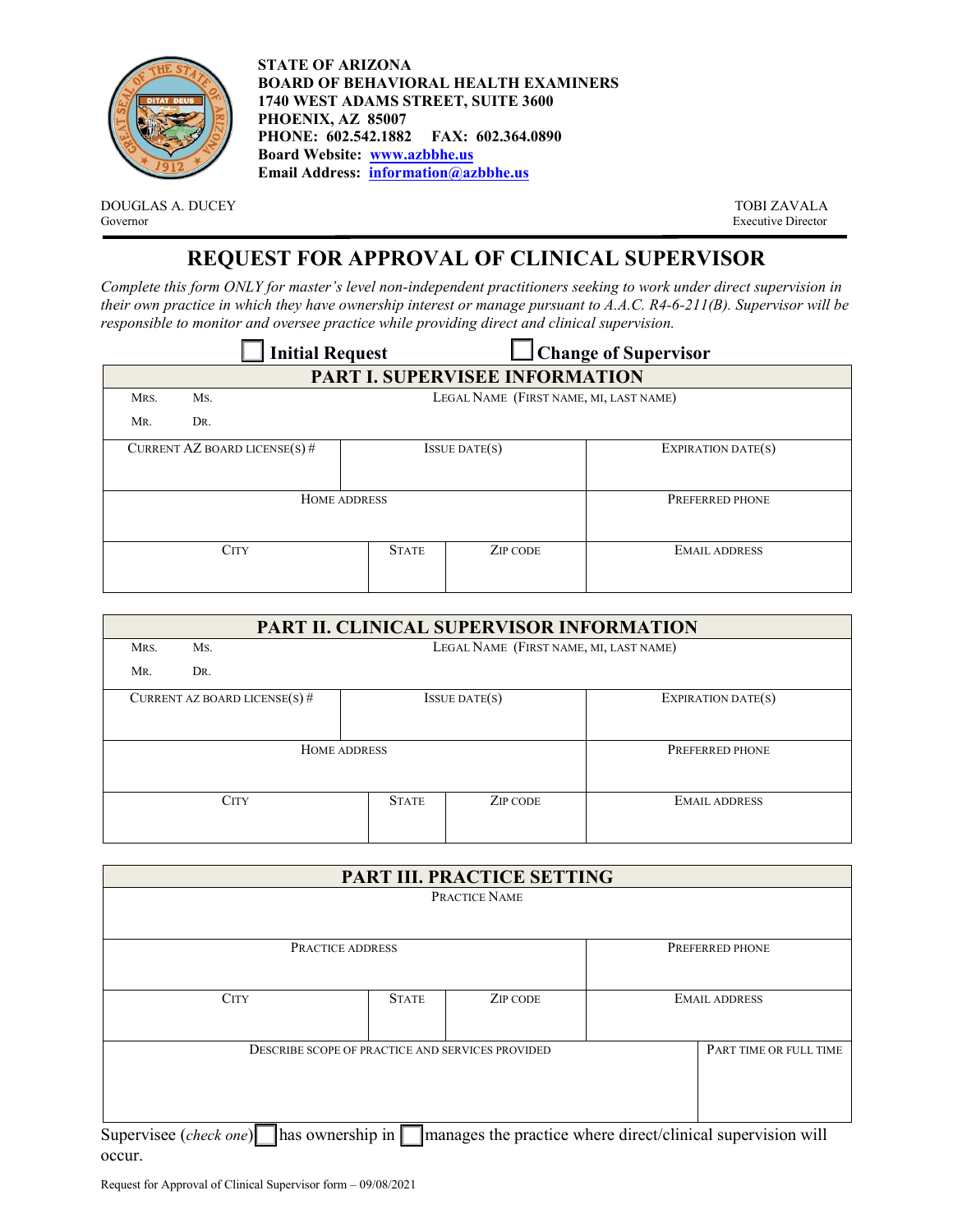**STATE OF ARIZONA**
**BOARD OF BEHAVIORAL HEALTH EXAMINERS**
**1740 WEST ADAMS STREET, SUITE 3600**
**PHOENIX, AZ 85007**
**PHONE: 602.542.1882 FAX: 602.364.0890**
**Board Website: www.azbbhe.us**
**Email Address: information@azbbhe.us**

DOUGLAS A. DUCEY
Governor

TOBI ZAVALA
Executive Director

# REQUEST FOR APPROVAL OF CLINICAL SUPERVISOR

*Complete this form ONLY for master's level non-independent practitioners seeking to work under direct supervision in their own practice in which they have ownership interest or manage pursuant to A.A.C. R4-6-211(B). Supervisor will be responsible to monitor and oversee practice while providing direct and clinical supervision.*

☐ **Initial Request** ☐ **Change of Supervisor**

## PART I. SUPERVISEE INFORMATION

| MRS. MS. MR. DR. | LEGAL NAME (FIRST NAME, MI, LAST NAME) | | |
|---|---|---|---|
| CURRENT AZ BOARD LICENSE(S) # | ISSUE DATE(S) | | EXPIRATION DATE(S) |
| HOME ADDRESS | | | PREFERRED PHONE |
| CITY | STATE | ZIP CODE | EMAIL ADDRESS |

## PART II. CLINICAL SUPERVISOR INFORMATION

| MRS. MS. MR. DR. | LEGAL NAME (FIRST NAME, MI, LAST NAME) | | |
|---|---|---|---|
| CURRENT AZ BOARD LICENSE(S) # | ISSUE DATE(S) | | EXPIRATION DATE(S) |
| HOME ADDRESS | | | PREFERRED PHONE |
| CITY | STATE | ZIP CODE | EMAIL ADDRESS |

## PART III. PRACTICE SETTING

| PRACTICE NAME | | | |
|---|---|---|---|
| PRACTICE ADDRESS | | | PREFERRED PHONE |
| CITY | STATE | ZIP CODE | EMAIL ADDRESS |
| DESCRIBE SCOPE OF PRACTICE AND SERVICES PROVIDED | | | PART TIME OR FULL TIME |

Supervisee (*check one*) ☐ has ownership in ☐ manages the practice where direct/clinical supervision will occur.

Request for Approval of Clinical Supervisor form – 09/08/2021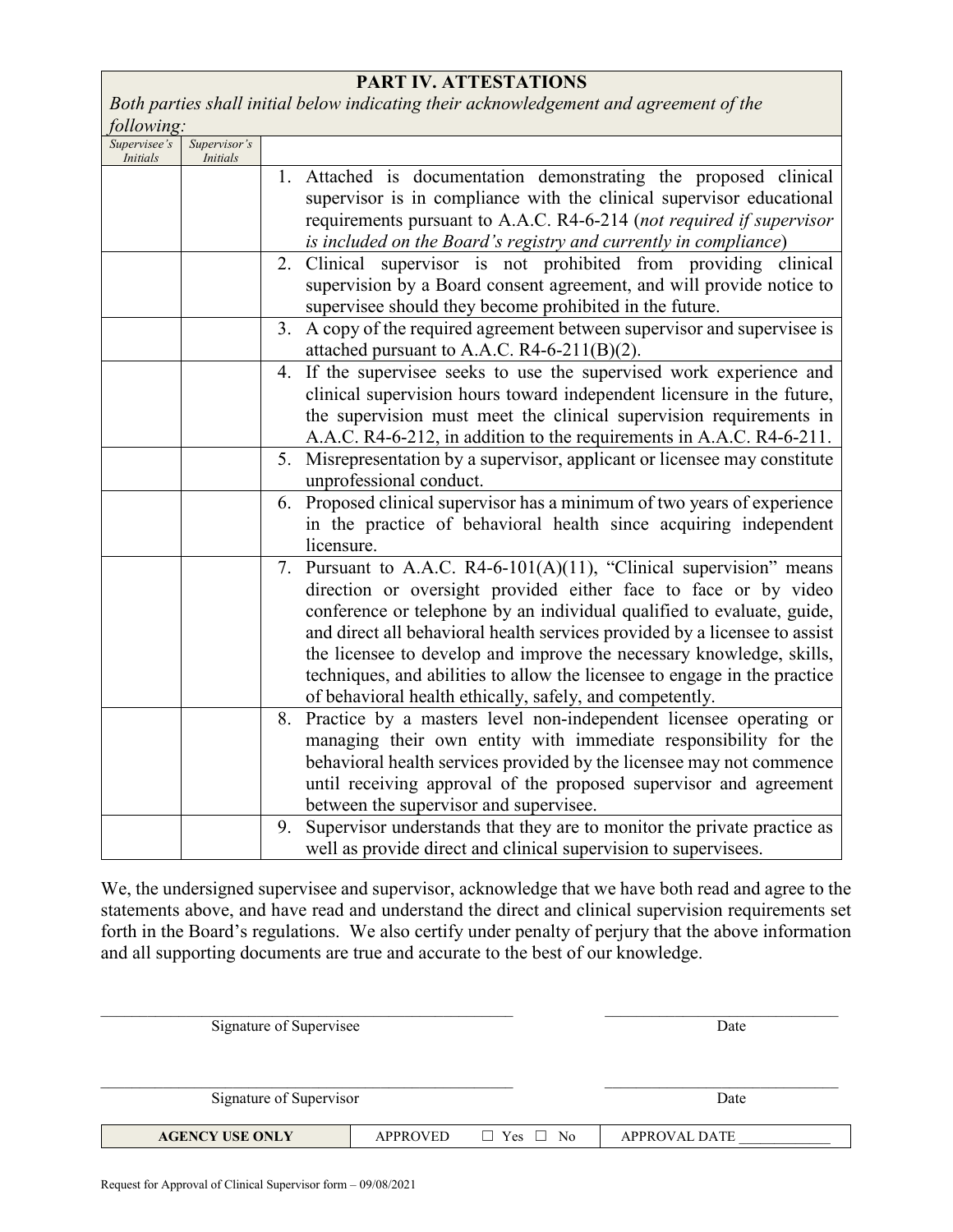## PART IV. ATTESTATIONS

*Both parties shall initial below indicating their acknowledgement and agreement of the following:*

| *Supervisee's Initials* | *Supervisor's Initials* | |
|---|---|---|
| | | 1. Attached is documentation demonstrating the proposed clinical supervisor is in compliance with the clinical supervisor educational requirements pursuant to A.A.C. R4-6-214 (*not required if supervisor is included on the Board's registry and currently in compliance*) |
| | | 2. Clinical supervisor is not prohibited from providing clinical supervision by a Board consent agreement, and will provide notice to supervisee should they become prohibited in the future. |
| | | 3. A copy of the required agreement between supervisor and supervisee is attached pursuant to A.A.C. R4-6-211(B)(2). |
| | | 4. If the supervisee seeks to use the supervised work experience and clinical supervision hours toward independent licensure in the future, the supervision must meet the clinical supervision requirements in A.A.C. R4-6-212, in addition to the requirements in A.A.C. R4-6-211. |
| | | 5. Misrepresentation by a supervisor, applicant or licensee may constitute unprofessional conduct. |
| | | 6. Proposed clinical supervisor has a minimum of two years of experience in the practice of behavioral health since acquiring independent licensure. |
| | | 7. Pursuant to A.A.C. R4-6-101(A)(11), "Clinical supervision" means direction or oversight provided either face to face or by video conference or telephone by an individual qualified to evaluate, guide, and direct all behavioral health services provided by a licensee to assist the licensee to develop and improve the necessary knowledge, skills, techniques, and abilities to allow the licensee to engage in the practice of behavioral health ethically, safely, and competently. |
| | | 8. Practice by a masters level non-independent licensee operating or managing their own entity with immediate responsibility for the behavioral health services provided by the licensee may not commence until receiving approval of the proposed supervisor and agreement between the supervisor and supervisee. |
| | | 9. Supervisor understands that they are to monitor the private practice as well as provide direct and clinical supervision to supervisees. |

We, the undersigned supervisee and supervisor, acknowledge that we have both read and agree to the statements above, and have read and understand the direct and clinical supervision requirements set forth in the Board's regulations. We also certify under penalty of perjury that the above information and all supporting documents are true and accurate to the best of our knowledge.

\_\_\_\_\_\_\_\_\_\_\_\_\_\_\_\_\_\_\_\_\_\_\_\_\_\_\_\_\_\_\_\_\_\_\_\_\_\_\_\_ \_\_\_\_\_\_\_\_\_\_\_\_\_\_\_\_\_\_\_\_\_\_\_\_
Signature of Supervisee Date

\_\_\_\_\_\_\_\_\_\_\_\_\_\_\_\_\_\_\_\_\_\_\_\_\_\_\_\_\_\_\_\_\_\_\_\_\_\_\_\_ \_\_\_\_\_\_\_\_\_\_\_\_\_\_\_\_\_\_\_\_\_\_\_\_
Signature of Supervisor Date

| **AGENCY USE ONLY** | APPROVED ☐ Yes ☐ No | APPROVAL DATE \_\_\_\_\_\_\_\_\_\_\_\_ |
|---|---|---|

Request for Approval of Clinical Supervisor form – 09/08/2021